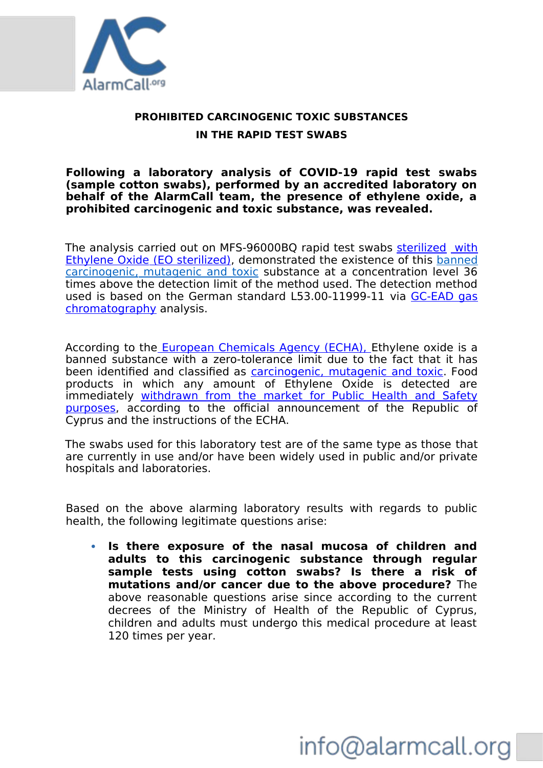# PROHIBITED CARCINOGENIC TOXIC SUBSTANCES IN THE RAPID TEST SWABS

**Following a laboratory analysis of COVID-19 rapid test swabs (sample cotton swabs), performed by an accredited laboratory on behalf of the AlarmCall team, the presence of ethylene oxide, a prohibited carcinogenic and toxic substance, was revealed.**

The analysis carried out on MFS-96000BQ rapid test swabs sterilized with Ethylene Oxide (EO sterilized), demonstrated the existence of this banned carcinogenic, mutagenic and toxic substance at a concentration level 36 times above the detection limit of the method used. The detection method used is based on the German standard L53.00-11999-11 via GC-EAD gas chromatography analysis.

According to the European Chemicals Agency (ECHA), Ethylene oxide is a banned substance with a zero-tolerance limit due to the fact that it has been identified and classified as carcinogenic, mutagenic and toxic. Food products in which any amount of Ethylene Oxide is detected are immediately withdrawn from the market for Public Health and Safety purposes, according to the official announcement of the Republic of Cyprus and the instructions of the ECHA.

The swabs used for this laboratory test are of the same type as those that are currently in use and/or have been widely used in public and/or private hospitals and laboratories.

Based on the above alarming laboratory results with regards to public health, the following legitimate questions arise:

- **Is there exposure of the nasal mucosa of children and adults to this carcinogenic substance through regular sample tests using cotton swabs? Is there a risk of mutations and/or cancer due to the above procedure?** The above reasonable questions arise since according to the current decrees of the Ministry of Health of the Republic of Cyprus, children and adults must undergo this medical procedure at least 120 times per year.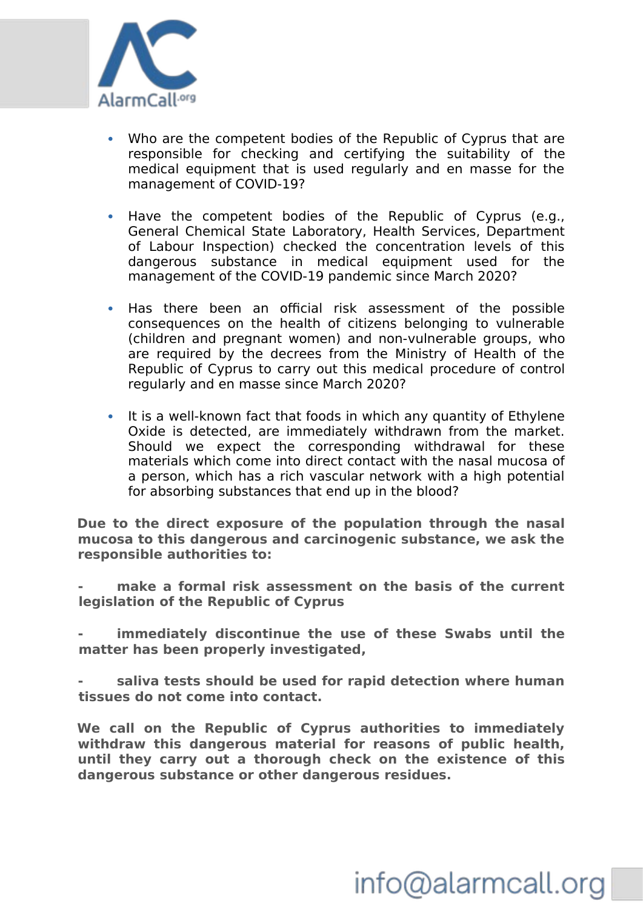- Who are the competent bodies of the Republic of Cyprus that are responsible for checking and certifying the suitability of the medical equipment that is used regularly and en masse for the management of COVID-19?

- Have the competent bodies of the Republic of Cyprus (e.g., General Chemical State Laboratory, Health Services, Department of Labour Inspection) checked the concentration levels of this dangerous substance in medical equipment used for the management of the COVID-19 pandemic since March 2020?

- Has there been an official risk assessment of the possible consequences on the health of citizens belonging to vulnerable (children and pregnant women) and non-vulnerable groups, who are required by the decrees from the Ministry of Health of the Republic of Cyprus to carry out this medical procedure of control regularly and en masse since March 2020?

- It is a well-known fact that foods in which any quantity of Ethylene Oxide is detected, are immediately withdrawn from the market. Should we expect the corresponding withdrawal for these materials which come into direct contact with the nasal mucosa of a person, which has a rich vascular network with a high potential for absorbing substances that end up in the blood?

**Due to the direct exposure of the population through the nasal mucosa to this dangerous and carcinogenic substance, we ask the responsible authorities to:**

- **make a formal risk assessment on the basis of the current legislation of the Republic of Cyprus**

- **immediately discontinue the use of these Swabs until the matter has been properly investigated,**

- **saliva tests should be used for rapid detection where human tissues do not come into contact.**

**We call on the Republic of Cyprus authorities to immediately withdraw this dangerous material for reasons of public health, until they carry out a thorough check on the existence of this dangerous substance or other dangerous residues.**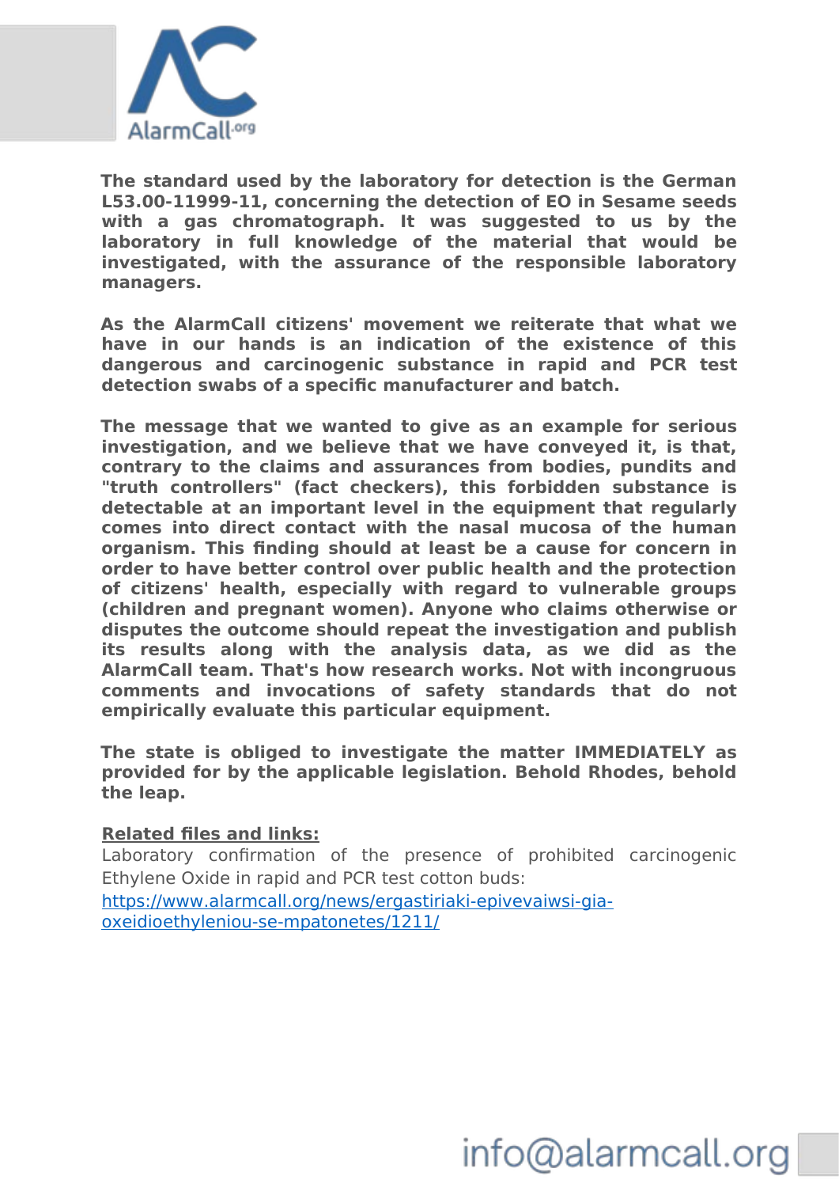**The standard used by the laboratory for detection is the German L53.00-11999-11, concerning the detection of EO in Sesame seeds with a gas chromatograph. It was suggested to us by the laboratory in full knowledge of the material that would be investigated, with the assurance of the responsible laboratory managers.**

**As the AlarmCall citizens' movement we reiterate that what we have in our hands is an indication of the existence of this dangerous and carcinogenic substance in rapid and PCR test detection swabs of a specific manufacturer and batch.**

**The message that we wanted to give as an example for serious investigation, and we believe that we have conveyed it, is that, contrary to the claims and assurances from bodies, pundits and "truth controllers" (fact checkers), this forbidden substance is detectable at an important level in the equipment that regularly comes into direct contact with the nasal mucosa of the human organism. This finding should at least be a cause for concern in order to have better control over public health and the protection of citizens' health, especially with regard to vulnerable groups (children and pregnant women). Anyone who claims otherwise or disputes the outcome should repeat the investigation and publish its results along with the analysis data, as we did as the AlarmCall team. That's how research works. Not with incongruous comments and invocations of safety standards that do not empirically evaluate this particular equipment.**

**The state is obliged to investigate the matter IMMEDIATELY as provided for by the applicable legislation. Behold Rhodes, behold the leap.**

**Related files and links:**

Laboratory confirmation of the presence of prohibited carcinogenic Ethylene Oxide in rapid and PCR test cotton buds:

[https://www.alarmcall.org/news/ergastiriaki-epivevaiwsi-gia-oxeidioethyleniou-se-mpatonetes/1211/](https://www.alarmcall.org/news/ergastiriaki-epivevaiwsi-gia-oxeidioethyleniou-se-mpatonetes/1211/)